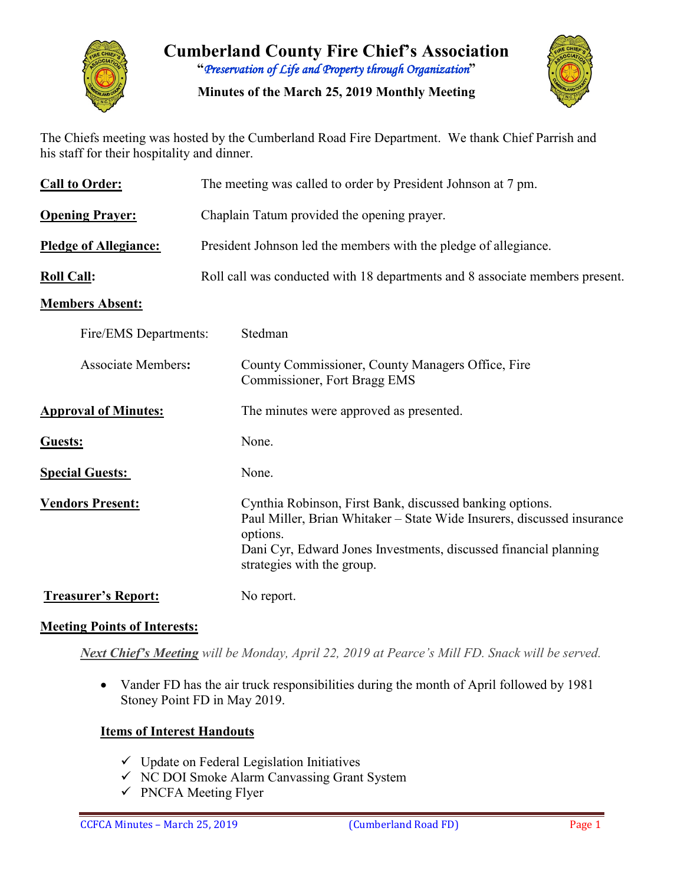# Cumberland County Fire Chief's Association

"*Preservation of Life and Property through Organization*"

**Minutes of the March 25, 2019 Monthly Meeting**

The Chiefs meeting was hosted by the Cumberland Road Fire Department. We thank Chief Parrish and his staff for their hospitality and dinner.

**Call to Order:** The meeting was called to order by President Johnson at 7 pm.

**Opening Prayer:** Chaplain Tatum provided the opening prayer.

**Pledge of Allegiance:** President Johnson led the members with the pledge of allegiance.

**Roll Call:** Roll call was conducted with 18 departments and 8 associate members present.

**Members Absent:**

Fire/EMS Departments: Stedman

Associate Members: County Commissioner, County Managers Office, Fire Commissioner, Fort Bragg EMS

**Approval of Minutes:** The minutes were approved as presented.

**Guests:** None.

**Special Guests:** None.

**Vendors Present:** Cynthia Robinson, First Bank, discussed banking options.
Paul Miller, Brian Whitaker – State Wide Insurers, discussed insurance options.
Dani Cyr, Edward Jones Investments, discussed financial planning strategies with the group.

**Treasurer's Report:** No report.

**Meeting Points of Interests:**

***Next Chief's Meeting*** *will be Monday, April 22, 2019 at Pearce's Mill FD. Snack will be served.*

- Vander FD has the air truck responsibilities during the month of April followed by 1981 Stoney Point FD in May 2019.

**Items of Interest Handouts**

- ✓ Update on Federal Legislation Initiatives
- ✓ NC DOI Smoke Alarm Canvassing Grant System
- ✓ PNCFA Meeting Flyer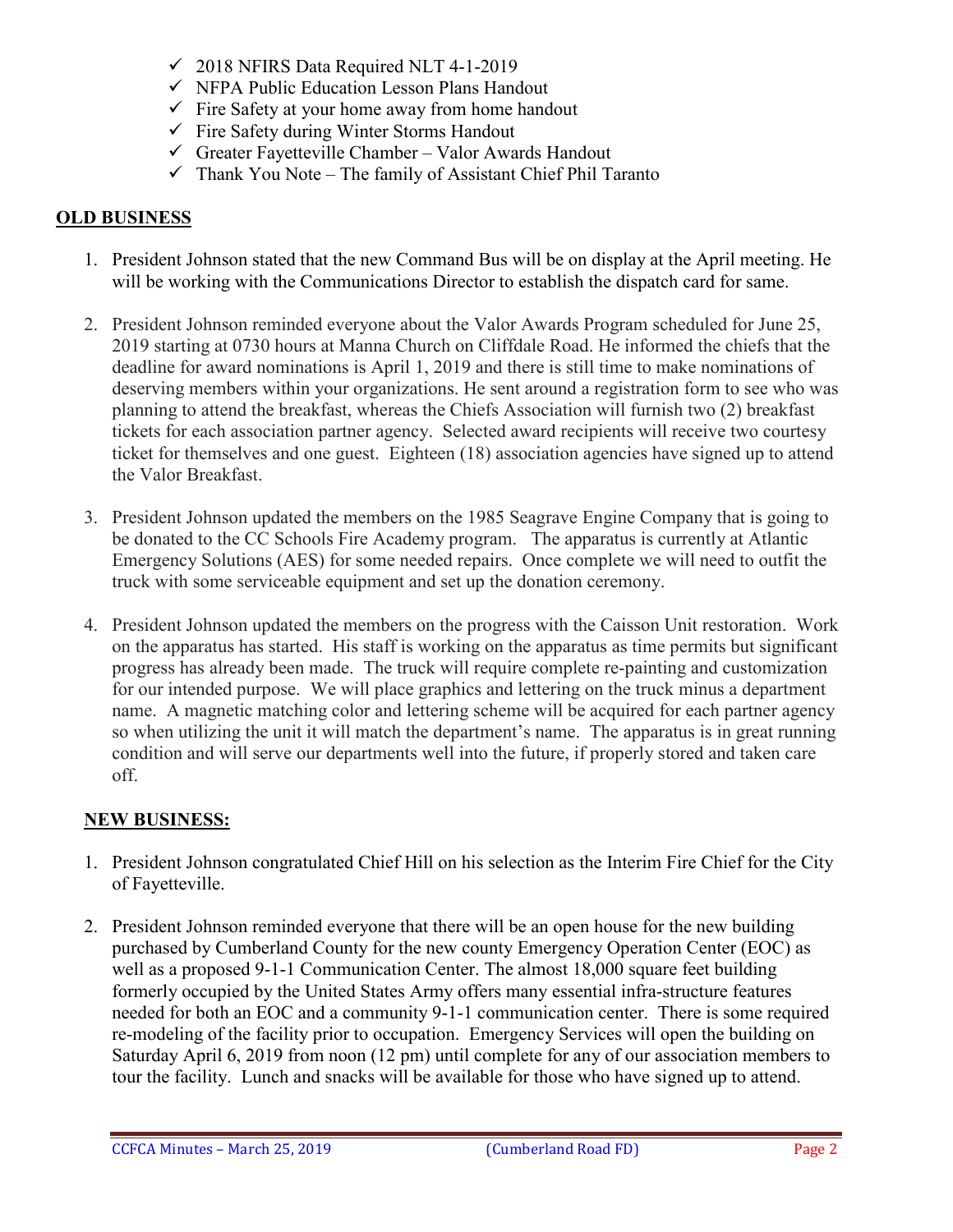- ✓ 2018 NFIRS Data Required NLT 4-1-2019
- ✓ NFPA Public Education Lesson Plans Handout
- ✓ Fire Safety at your home away from home handout
- ✓ Fire Safety during Winter Storms Handout
- ✓ Greater Fayetteville Chamber – Valor Awards Handout
- ✓ Thank You Note – The family of Assistant Chief Phil Taranto

## OLD BUSINESS

1. President Johnson stated that the new Command Bus will be on display at the April meeting. He will be working with the Communications Director to establish the dispatch card for same.

2. President Johnson reminded everyone about the Valor Awards Program scheduled for June 25, 2019 starting at 0730 hours at Manna Church on Cliffdale Road. He informed the chiefs that the deadline for award nominations is April 1, 2019 and there is still time to make nominations of deserving members within your organizations. He sent around a registration form to see who was planning to attend the breakfast, whereas the Chiefs Association will furnish two (2) breakfast tickets for each association partner agency. Selected award recipients will receive two courtesy ticket for themselves and one guest. Eighteen (18) association agencies have signed up to attend the Valor Breakfast.

3. President Johnson updated the members on the 1985 Seagrave Engine Company that is going to be donated to the CC Schools Fire Academy program. The apparatus is currently at Atlantic Emergency Solutions (AES) for some needed repairs. Once complete we will need to outfit the truck with some serviceable equipment and set up the donation ceremony.

4. President Johnson updated the members on the progress with the Caisson Unit restoration. Work on the apparatus has started. His staff is working on the apparatus as time permits but significant progress has already been made. The truck will require complete re-painting and customization for our intended purpose. We will place graphics and lettering on the truck minus a department name. A magnetic matching color and lettering scheme will be acquired for each partner agency so when utilizing the unit it will match the department's name. The apparatus is in great running condition and will serve our departments well into the future, if properly stored and taken care off.

## NEW BUSINESS:

1. President Johnson congratulated Chief Hill on his selection as the Interim Fire Chief for the City of Fayetteville.

2. President Johnson reminded everyone that there will be an open house for the new building purchased by Cumberland County for the new county Emergency Operation Center (EOC) as well as a proposed 9-1-1 Communication Center. The almost 18,000 square feet building formerly occupied by the United States Army offers many essential infra-structure features needed for both an EOC and a community 9-1-1 communication center. There is some required re-modeling of the facility prior to occupation. Emergency Services will open the building on Saturday April 6, 2019 from noon (12 pm) until complete for any of our association members to tour the facility. Lunch and snacks will be available for those who have signed up to attend.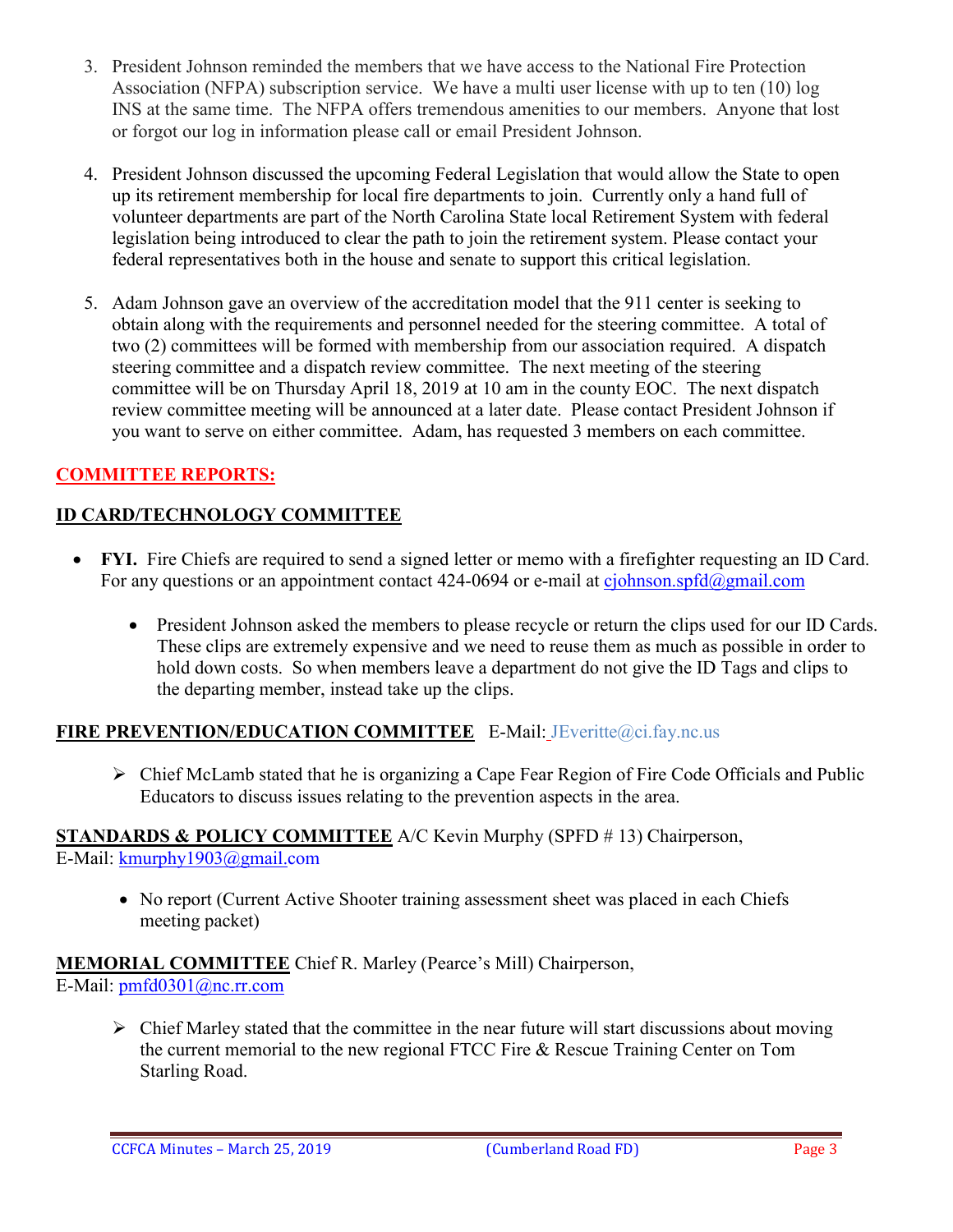3. President Johnson reminded the members that we have access to the National Fire Protection Association (NFPA) subscription service. We have a multi user license with up to ten (10) log INS at the same time. The NFPA offers tremendous amenities to our members. Anyone that lost or forgot our log in information please call or email President Johnson.

4. President Johnson discussed the upcoming Federal Legislation that would allow the State to open up its retirement membership for local fire departments to join. Currently only a hand full of volunteer departments are part of the North Carolina State local Retirement System with federal legislation being introduced to clear the path to join the retirement system. Please contact your federal representatives both in the house and senate to support this critical legislation.

5. Adam Johnson gave an overview of the accreditation model that the 911 center is seeking to obtain along with the requirements and personnel needed for the steering committee. A total of two (2) committees will be formed with membership from our association required. A dispatch steering committee and a dispatch review committee. The next meeting of the steering committee will be on Thursday April 18, 2019 at 10 am in the county EOC. The next dispatch review committee meeting will be announced at a later date. Please contact President Johnson if you want to serve on either committee. Adam, has requested 3 members on each committee.

## COMMITTEE REPORTS:

### ID CARD/TECHNOLOGY COMMITTEE

- **FYI.** Fire Chiefs are required to send a signed letter or memo with a firefighter requesting an ID Card. For any questions or an appointment contact 424-0694 or e-mail at cjohnson.spfd@gmail.com
  - President Johnson asked the members to please recycle or return the clips used for our ID Cards. These clips are extremely expensive and we need to reuse them as much as possible in order to hold down costs. So when members leave a department do not give the ID Tags and clips to the departing member, instead take up the clips.

### FIRE PREVENTION/EDUCATION COMMITTEE E-Mail: JEveritte@ci.fay.nc.us

- Chief McLamb stated that he is organizing a Cape Fear Region of Fire Code Officials and Public Educators to discuss issues relating to the prevention aspects in the area.

**STANDARDS & POLICY COMMITTEE** A/C Kevin Murphy (SPFD # 13) Chairperson,
E-Mail: kmurphy1903@gmail.com

- No report (Current Active Shooter training assessment sheet was placed in each Chiefs meeting packet)

**MEMORIAL COMMITTEE** Chief R. Marley (Pearce's Mill) Chairperson,
E-Mail: pmfd0301@nc.rr.com

- Chief Marley stated that the committee in the near future will start discussions about moving the current memorial to the new regional FTCC Fire & Rescue Training Center on Tom Starling Road.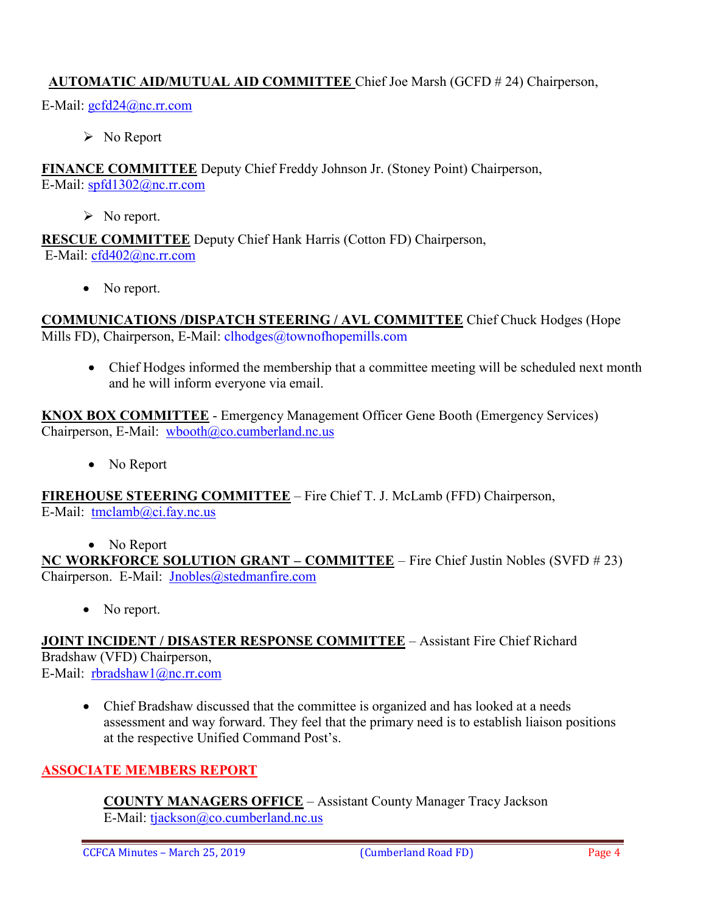**AUTOMATIC AID/MUTUAL AID COMMITTEE** Chief Joe Marsh (GCFD # 24) Chairperson,
E-Mail: gcfd24@nc.rr.com

- No Report

**FINANCE COMMITTEE** Deputy Chief Freddy Johnson Jr. (Stoney Point) Chairperson,
E-Mail: spfd1302@nc.rr.com

- No report.

**RESCUE COMMITTEE** Deputy Chief Hank Harris (Cotton FD) Chairperson,
E-Mail: cfd402@nc.rr.com

- No report.

**COMMUNICATIONS /DISPATCH STEERING / AVL COMMITTEE** Chief Chuck Hodges (Hope Mills FD), Chairperson, E-Mail: clhodges@townofhopemills.com

- Chief Hodges informed the membership that a committee meeting will be scheduled next month and he will inform everyone via email.

**KNOX BOX COMMITTEE** - Emergency Management Officer Gene Booth (Emergency Services) Chairperson, E-Mail: wbooth@co.cumberland.nc.us

- No Report

**FIREHOUSE STEERING COMMITTEE** – Fire Chief T. J. McLamb (FFD) Chairperson,
E-Mail: tmclamb@ci.fay.nc.us

- No Report

**NC WORKFORCE SOLUTION GRANT – COMMITTEE** – Fire Chief Justin Nobles (SVFD # 23) Chairperson. E-Mail: Jnobles@stedmanfire.com

- No report.

**JOINT INCIDENT / DISASTER RESPONSE COMMITTEE** – Assistant Fire Chief Richard Bradshaw (VFD) Chairperson,
E-Mail: rbradshaw1@nc.rr.com

- Chief Bradshaw discussed that the committee is organized and has looked at a needs assessment and way forward. They feel that the primary need is to establish liaison positions at the respective Unified Command Post's.

## ASSOCIATE MEMBERS REPORT

**COUNTY MANAGERS OFFICE** – Assistant County Manager Tracy Jackson
E-Mail: tjackson@co.cumberland.nc.us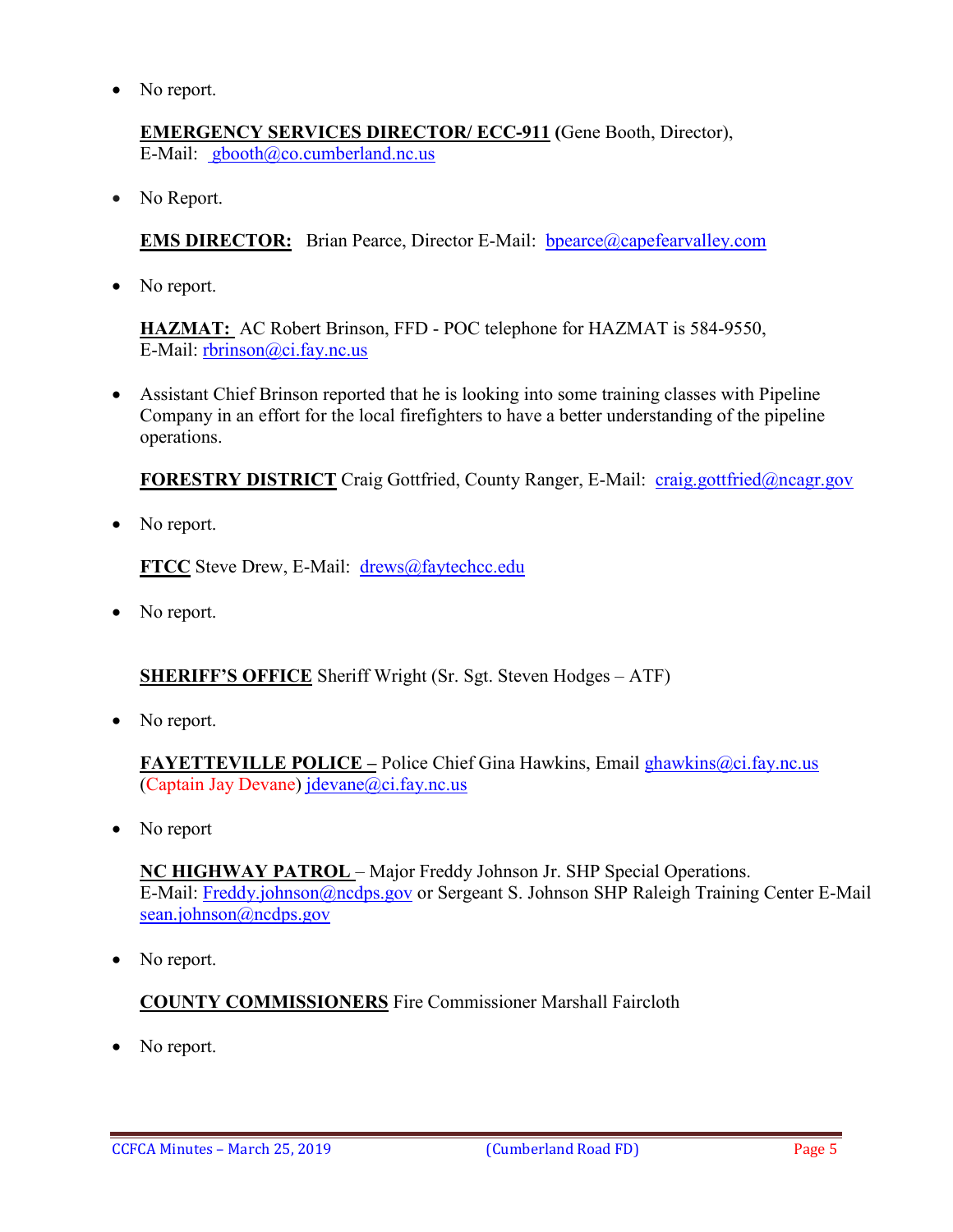- No report.

**EMERGENCY SERVICES DIRECTOR/ ECC-911** (Gene Booth, Director), E-Mail: gbooth@co.cumberland.nc.us

- No Report.

**EMS DIRECTOR:** Brian Pearce, Director E-Mail: bpearce@capefearvalley.com

- No report.

**HAZMAT:** AC Robert Brinson, FFD - POC telephone for HAZMAT is 584-9550, E-Mail: rbrinson@ci.fay.nc.us

- Assistant Chief Brinson reported that he is looking into some training classes with Pipeline Company in an effort for the local firefighters to have a better understanding of the pipeline operations.

**FORESTRY DISTRICT** Craig Gottfried, County Ranger, E-Mail: craig.gottfried@ncagr.gov

- No report.

**FTCC** Steve Drew, E-Mail: drews@faytechcc.edu

- No report.

**SHERIFF'S OFFICE** Sheriff Wright (Sr. Sgt. Steven Hodges – ATF)

- No report.

**FAYETTEVILLE POLICE –** Police Chief Gina Hawkins, Email ghawkins@ci.fay.nc.us (Captain Jay Devane) jdevane@ci.fay.nc.us

- No report

**NC HIGHWAY PATROL** – Major Freddy Johnson Jr. SHP Special Operations. E-Mail: Freddy.johnson@ncdps.gov or Sergeant S. Johnson SHP Raleigh Training Center E-Mail sean.johnson@ncdps.gov

- No report.

**COUNTY COMMISSIONERS** Fire Commissioner Marshall Faircloth

- No report.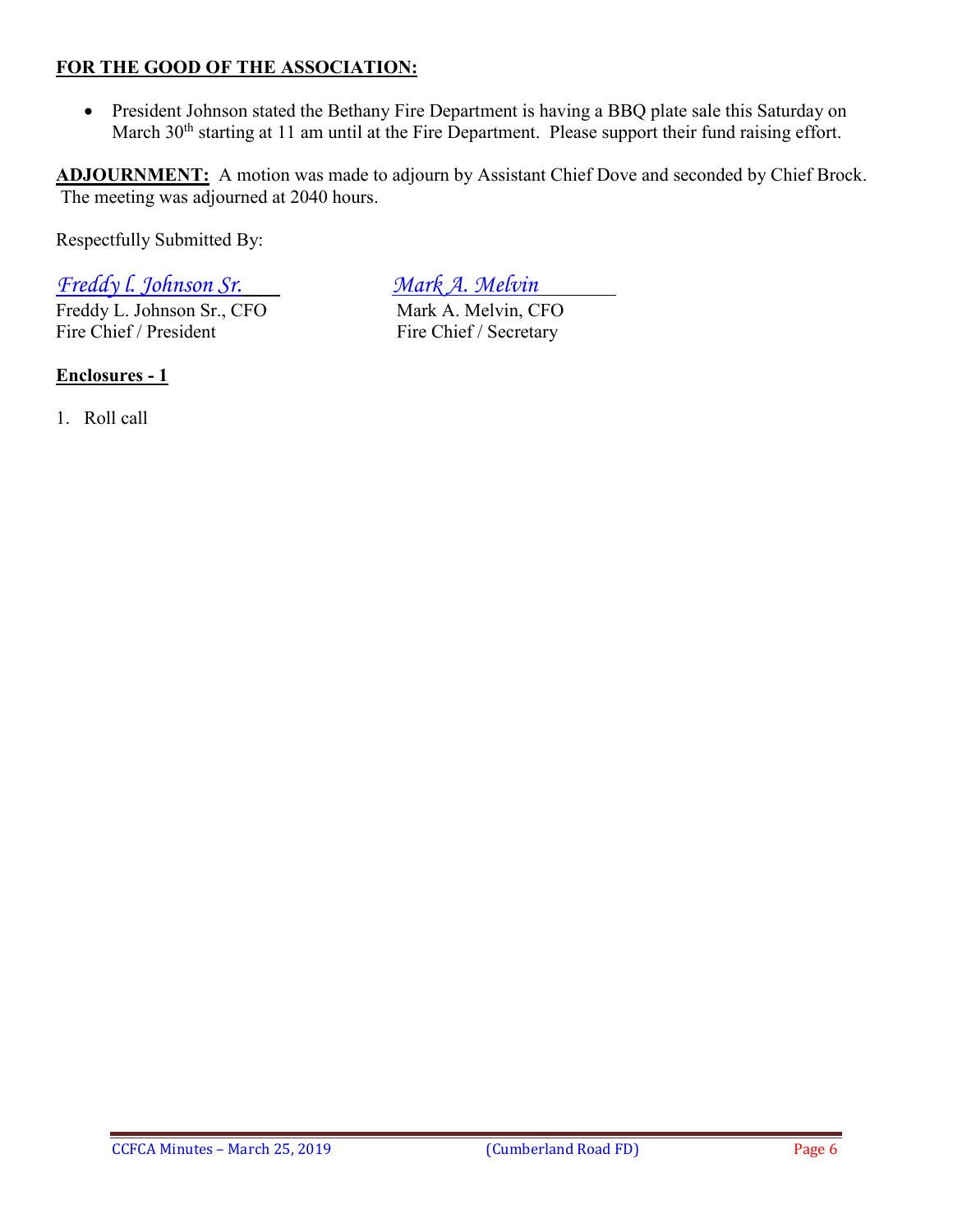**FOR THE GOOD OF THE ASSOCIATION:**

- President Johnson stated the Bethany Fire Department is having a BBQ plate sale this Saturday on March 30th starting at 11 am until at the Fire Department. Please support their fund raising effort.

**ADJOURNMENT:** A motion was made to adjourn by Assistant Chief Dove and seconded by Chief Brock. The meeting was adjourned at 2040 hours.

Respectfully Submitted By:

*Freddy l. Johnson Sr.*
Freddy L. Johnson Sr., CFO
Fire Chief / President

*Mark A. Melvin*
Mark A. Melvin, CFO
Fire Chief / Secretary

**Enclosures - 1**

1. Roll call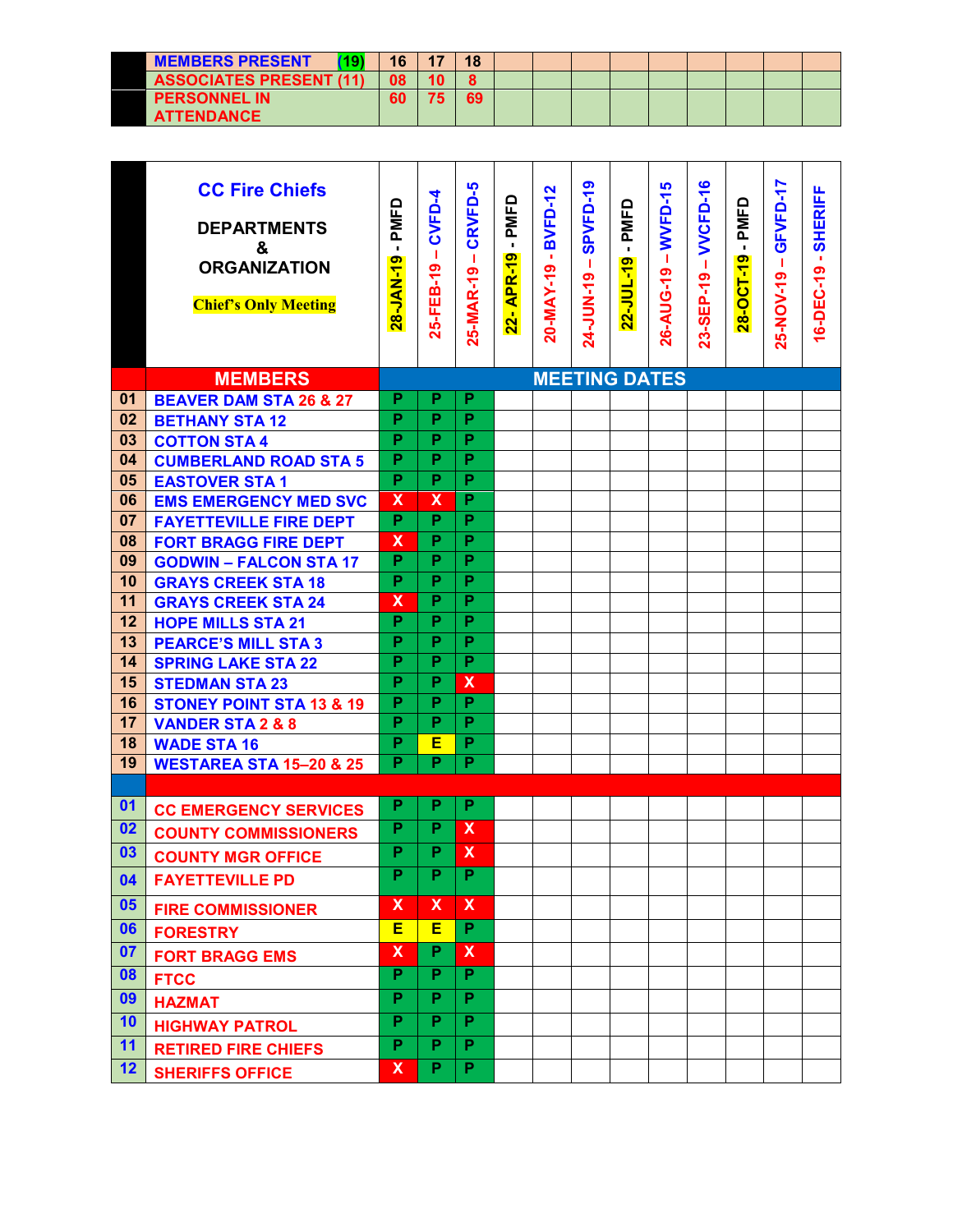| | | | | | | | | | | | | | |
|---|---|---|---|---|---|---|---|---|---|---|---|---|---|
| | MEMBERS PRESENT (19) | 16 | 17 | 18 | | | | | | | | | |
| | ASSOCIATES PRESENT (11) | 08 | 10 | 8 | | | | | | | | | |
| | PERSONNEL IN ATTENDANCE | 60 | 75 | 69 | | | | | | | | | |

| | CC Fire Chiefs<br>DEPARTMENTS & ORGANIZATION<br>Chief's Only Meeting | 28-JAN-19 - PMFD | 25-FEB-19 – CVFD-4 | 25-MAR-19 – CRVFD-5 | 22- APR-19 - PMFD | 20-MAY-19 - BVFD-12 | 24-JUN-19 – SPVFD-19 | 22-JUL-19 - PMFD | 26-AUG-19 – WVFD-15 | 23-SEP-19 – VVCFD-16 | 28-OCT-19 - PMFD | 25-NOV-19 – GFVFD-17 | 16-DEC-19 - SHERIFF |
|---|---|---|---|---|---|---|---|---|---|---|---|---|---|
| | **MEMBERS** | **MEETING DATES** | | | | | | | | | | | |
| 01 | BEAVER DAM STA 26 & 27 | P | P | P | | | | | | | | | |
| 02 | BETHANY STA 12 | P | P | P | | | | | | | | | |
| 03 | COTTON STA 4 | P | P | P | | | | | | | | | |
| 04 | CUMBERLAND ROAD STA 5 | P | P | P | | | | | | | | | |
| 05 | EASTOVER STA 1 | P | P | P | | | | | | | | | |
| 06 | EMS EMERGENCY MED SVC | X | X | P | | | | | | | | | |
| 07 | FAYETTEVILLE FIRE DEPT | P | P | P | | | | | | | | | |
| 08 | FORT BRAGG FIRE DEPT | X | P | P | | | | | | | | | |
| 09 | GODWIN – FALCON STA 17 | P | P | P | | | | | | | | | |
| 10 | GRAYS CREEK STA 18 | P | P | P | | | | | | | | | |
| 11 | GRAYS CREEK STA 24 | X | P | P | | | | | | | | | |
| 12 | HOPE MILLS STA 21 | P | P | P | | | | | | | | | |
| 13 | PEARCE'S MILL STA 3 | P | P | P | | | | | | | | | |
| 14 | SPRING LAKE STA 22 | P | P | P | | | | | | | | | |
| 15 | STEDMAN STA 23 | P | P | X | | | | | | | | | |
| 16 | STONEY POINT STA 13 & 19 | P | P | P | | | | | | | | | |
| 17 | VANDER STA 2 & 8 | P | P | P | | | | | | | | | |
| 18 | WADE STA 16 | P | E | P | | | | | | | | | |
| 19 | WESTAREA STA 15–20 & 25 | P | P | P | | | | | | | | | |
| | | | | | | | | | | | | | |
| 01 | CC EMERGENCY SERVICES | P | P | P | | | | | | | | | |
| 02 | COUNTY COMMISSIONERS | P | P | X | | | | | | | | | |
| 03 | COUNTY MGR OFFICE | P | P | X | | | | | | | | | |
| 04 | FAYETTEVILLE PD | P | P | P | | | | | | | | | |
| 05 | FIRE COMMISSIONER | X | X | X | | | | | | | | | |
| 06 | FORESTRY | E | E | P | | | | | | | | | |
| 07 | FORT BRAGG EMS | X | P | X | | | | | | | | | |
| 08 | FTCC | P | P | P | | | | | | | | | |
| 09 | HAZMAT | P | P | P | | | | | | | | | |
| 10 | HIGHWAY PATROL | P | P | P | | | | | | | | | |
| 11 | RETIRED FIRE CHIEFS | P | P | P | | | | | | | | | |
| 12 | SHERIFFS OFFICE | X | P | P | | | | | | | | | |